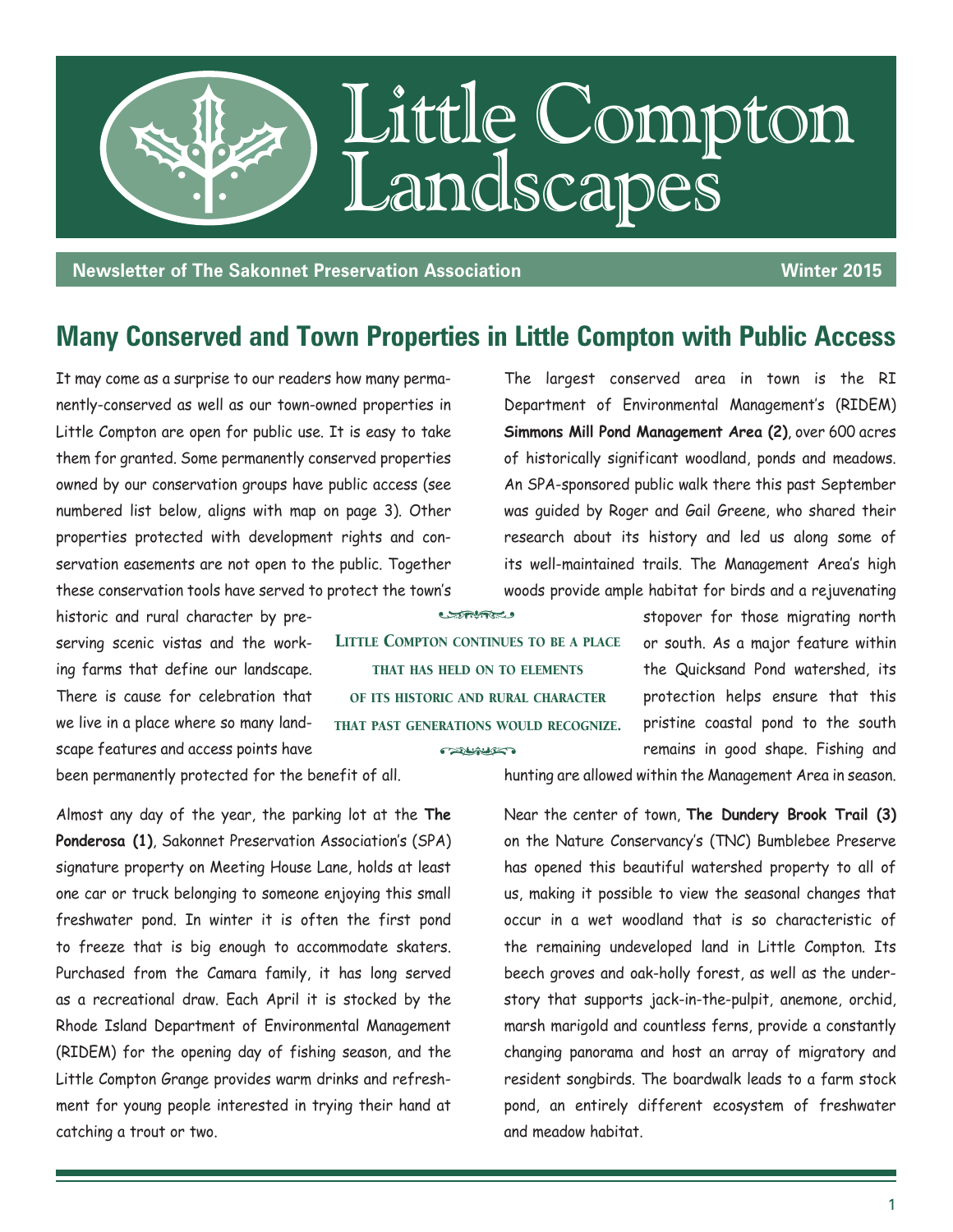# Little Compton Landscapes

**Newsletter of The Sakonnet Preservation Association** **Winter 2015**

## Many Conserved and Town Properties in Little Compton with Public Access

It may come as a surprise to our readers how many permanently-conserved as well as our town-owned properties in Little Compton are open for public use. It is easy to take them for granted. Some permanently conserved properties owned by our conservation groups have public access (see numbered list below, aligns with map on page 3). Other properties protected with development rights and conservation easements are not open to the public. Together these conservation tools have served to protect the town's historic and rural character by preserving scenic vistas and the working farms that define our landscape. There is cause for celebration that we live in a place where so many landscape features and access points have been permanently protected for the benefit of all.

> Little Compton continues to be a place that has held on to elements of its historic and rural character that past generations would recognize.

Almost any day of the year, the parking lot at the **The Ponderosa (1)**, Sakonnet Preservation Association's (SPA) signature property on Meeting House Lane, holds at least one car or truck belonging to someone enjoying this small freshwater pond. In winter it is often the first pond to freeze that is big enough to accommodate skaters. Purchased from the Camara family, it has long served as a recreational draw. Each April it is stocked by the Rhode Island Department of Environmental Management (RIDEM) for the opening day of fishing season, and the Little Compton Grange provides warm drinks and refreshment for young people interested in trying their hand at catching a trout or two.

The largest conserved area in town is the RI Department of Environmental Management's (RIDEM) **Simmons Mill Pond Management Area (2)**, over 600 acres of historically significant woodland, ponds and meadows. An SPA-sponsored public walk there this past September was guided by Roger and Gail Greene, who shared their research about its history and led us along some of its well-maintained trails. The Management Area's high woods provide ample habitat for birds and a rejuvenating stopover for those migrating north or south. As a major feature within the Quicksand Pond watershed, its protection helps ensure that this pristine coastal pond to the south remains in good shape. Fishing and hunting are allowed within the Management Area in season.

Near the center of town, **The Dundery Brook Trail (3)** on the Nature Conservancy's (TNC) Bumblebee Preserve has opened this beautiful watershed property to all of us, making it possible to view the seasonal changes that occur in a wet woodland that is so characteristic of the remaining undeveloped land in Little Compton. Its beech groves and oak-holly forest, as well as the understory that supports jack-in-the-pulpit, anemone, orchid, marsh marigold and countless ferns, provide a constantly changing panorama and host an array of migratory and resident songbirds. The boardwalk leads to a farm stock pond, an entirely different ecosystem of freshwater and meadow habitat.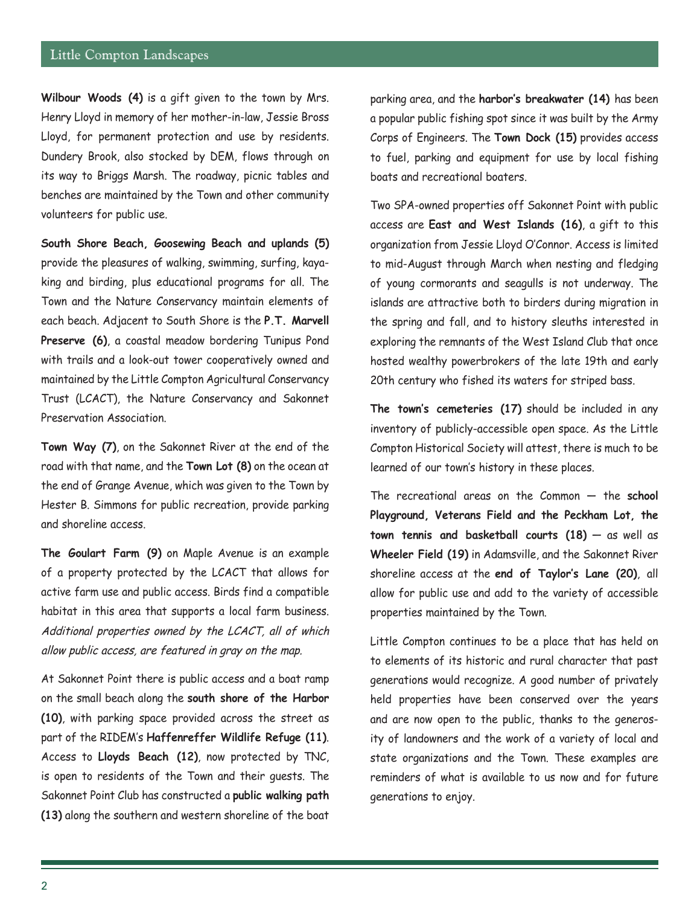**Wilbour Woods (4)** is a gift given to the town by Mrs. Henry Lloyd in memory of her mother-in-law, Jessie Bross Lloyd, for permanent protection and use by residents. Dundery Brook, also stocked by DEM, flows through on its way to Briggs Marsh. The roadway, picnic tables and benches are maintained by the Town and other community volunteers for public use.

**South Shore Beach, Goosewing Beach and uplands (5)** provide the pleasures of walking, swimming, surfing, kayaking and birding, plus educational programs for all. The Town and the Nature Conservancy maintain elements of each beach. Adjacent to South Shore is the **P.T. Marvell Preserve (6)**, a coastal meadow bordering Tunipus Pond with trails and a look-out tower cooperatively owned and maintained by the Little Compton Agricultural Conservancy Trust (LCACT), the Nature Conservancy and Sakonnet Preservation Association.

**Town Way (7)**, on the Sakonnet River at the end of the road with that name, and the **Town Lot (8)** on the ocean at the end of Grange Avenue, which was given to the Town by Hester B. Simmons for public recreation, provide parking and shoreline access.

**The Goulart Farm (9)** on Maple Avenue is an example of a property protected by the LCACT that allows for active farm use and public access. Birds find a compatible habitat in this area that supports a local farm business. *Additional properties owned by the LCACT, all of which allow public access, are featured in gray on the map.*

At Sakonnet Point there is public access and a boat ramp on the small beach along the **south shore of the Harbor (10)**, with parking space provided across the street as part of the RIDEM's **Haffenreffer Wildlife Refuge (11)**. Access to **Lloyds Beach (12)**, now protected by TNC, is open to residents of the Town and their guests. The Sakonnet Point Club has constructed a **public walking path (13)** along the southern and western shoreline of the boat parking area, and the **harbor's breakwater (14)** has been a popular public fishing spot since it was built by the Army Corps of Engineers. The **Town Dock (15)** provides access to fuel, parking and equipment for use by local fishing boats and recreational boaters.

Two SPA-owned properties off Sakonnet Point with public access are **East and West Islands (16)**, a gift to this organization from Jessie Lloyd O'Connor. Access is limited to mid-August through March when nesting and fledging of young cormorants and seagulls is not underway. The islands are attractive both to birders during migration in the spring and fall, and to history sleuths interested in exploring the remnants of the West Island Club that once hosted wealthy powerbrokers of the late 19th and early 20th century who fished its waters for striped bass.

**The town's cemeteries (17)** should be included in any inventory of publicly-accessible open space. As the Little Compton Historical Society will attest, there is much to be learned of our town's history in these places.

The recreational areas on the Common — the **school Playground, Veterans Field and the Peckham Lot, the town tennis and basketball courts (18)** — as well as **Wheeler Field (19)** in Adamsville, and the Sakonnet River shoreline access at the **end of Taylor's Lane (20)**, all allow for public use and add to the variety of accessible properties maintained by the Town.

Little Compton continues to be a place that has held on to elements of its historic and rural character that past generations would recognize. A good number of privately held properties have been conserved over the years and are now open to the public, thanks to the generosity of landowners and the work of a variety of local and state organizations and the Town. These examples are reminders of what is available to us now and for future generations to enjoy.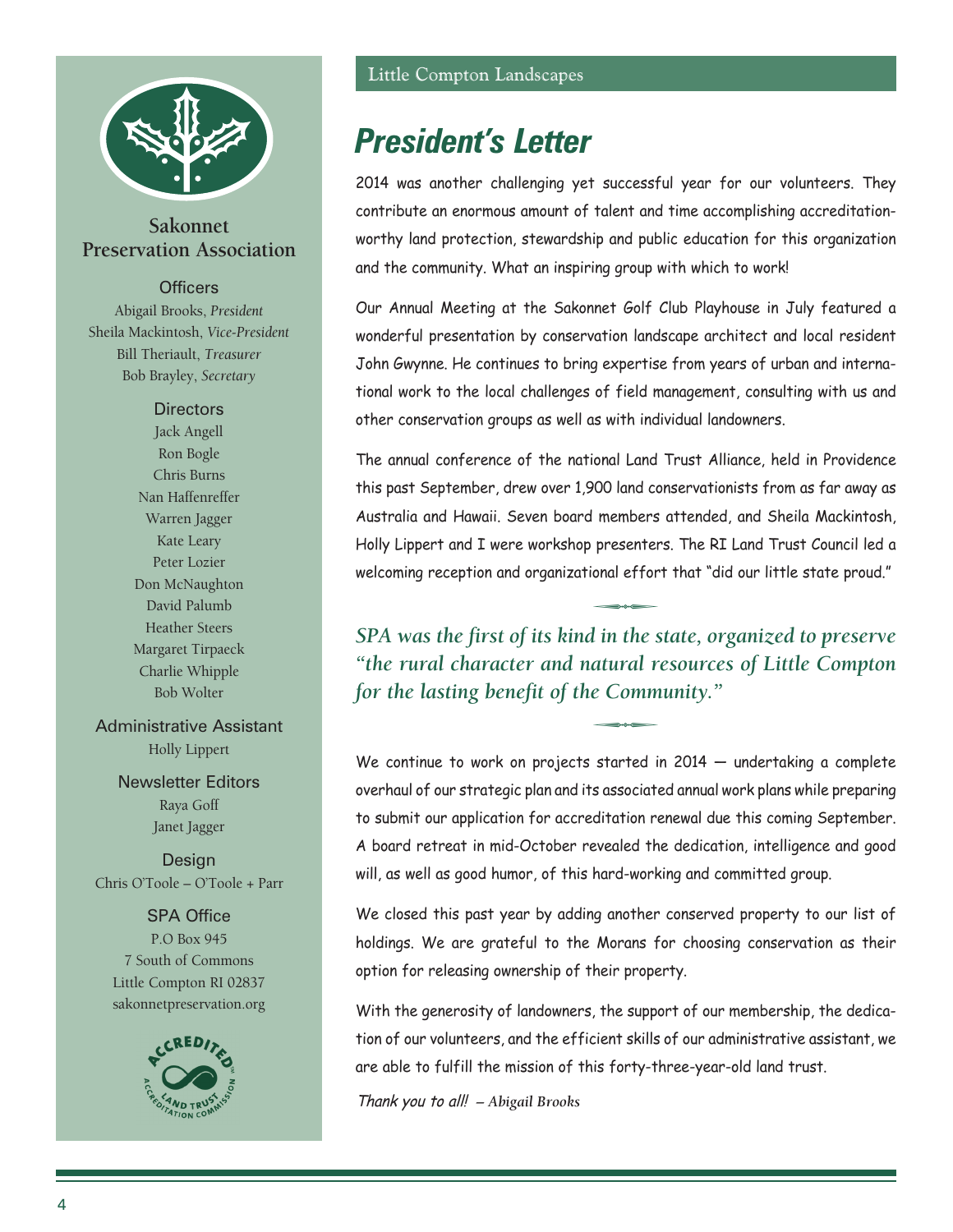## Sakonnet Preservation Association

**Officers**

Abigail Brooks, *President*
Sheila Mackintosh, *Vice-President*
Bill Theriault, *Treasurer*
Bob Brayley, *Secretary*

**Directors**

Jack Angell
Ron Bogle
Chris Burns
Nan Haffenreffer
Warren Jagger
Kate Leary
Peter Lozier
Don McNaughton
David Palumb
Heather Steers
Margaret Tirpaeck
Charlie Whipple
Bob Wolter

**Administrative Assistant**

Holly Lippert

**Newsletter Editors**

Raya Goff
Janet Jagger

**Design**

Chris O'Toole – O'Toole + Parr

**SPA Office**

P.O Box 945
7 South of Commons
Little Compton RI 02837
sakonnetpreservation.org

# President's Letter

2014 was another challenging yet successful year for our volunteers. They contribute an enormous amount of talent and time accomplishing accreditation-worthy land protection, stewardship and public education for this organization and the community. What an inspiring group with which to work!

Our Annual Meeting at the Sakonnet Golf Club Playhouse in July featured a wonderful presentation by conservation landscape architect and local resident John Gwynne. He continues to bring expertise from years of urban and international work to the local challenges of field management, consulting with us and other conservation groups as well as with individual landowners.

The annual conference of the national Land Trust Alliance, held in Providence this past September, drew over 1,900 land conservationists from as far away as Australia and Hawaii. Seven board members attended, and Sheila Mackintosh, Holly Lippert and I were workshop presenters. The RI Land Trust Council led a welcoming reception and organizational effort that "did our little state proud."

*SPA was the first of its kind in the state, organized to preserve "the rural character and natural resources of Little Compton for the lasting benefit of the Community."*

We continue to work on projects started in 2014 — undertaking a complete overhaul of our strategic plan and its associated annual work plans while preparing to submit our application for accreditation renewal due this coming September. A board retreat in mid-October revealed the dedication, intelligence and good will, as well as good humor, of this hard-working and committed group.

We closed this past year by adding another conserved property to our list of holdings. We are grateful to the Morans for choosing conservation as their option for releasing ownership of their property.

With the generosity of landowners, the support of our membership, the dedication of our volunteers, and the efficient skills of our administrative assistant, we are able to fulfill the mission of this forty-three-year-old land trust.

*Thank you to all!* – Abigail Brooks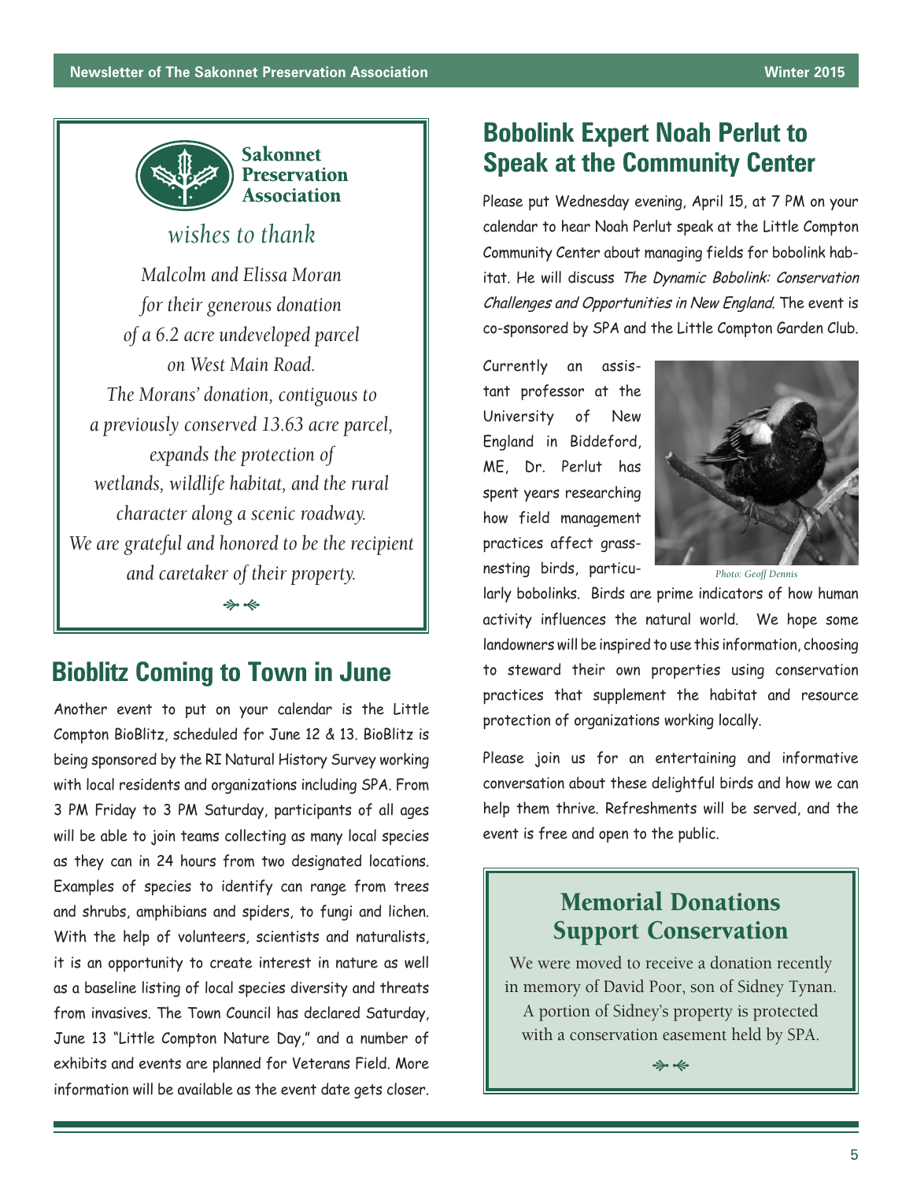**Sakonnet Preservation Association**

*wishes to thank*

*Malcolm and Elissa Moran for their generous donation of a 6.2 acre undeveloped parcel on West Main Road. The Morans' donation, contiguous to a previously conserved 13.63 acre parcel, expands the protection of wetlands, wildlife habitat, and the rural character along a scenic roadway. We are grateful and honored to be the recipient and caretaker of their property.*

## Bioblitz Coming to Town in June

Another event to put on your calendar is the Little Compton BioBlitz, scheduled for June 12 & 13. BioBlitz is being sponsored by the RI Natural History Survey working with local residents and organizations including SPA. From 3 PM Friday to 3 PM Saturday, participants of all ages will be able to join teams collecting as many local species as they can in 24 hours from two designated locations. Examples of species to identify can range from trees and shrubs, amphibians and spiders, to fungi and lichen. With the help of volunteers, scientists and naturalists, it is an opportunity to create interest in nature as well as a baseline listing of local species diversity and threats from invasives. The Town Council has declared Saturday, June 13 "Little Compton Nature Day," and a number of exhibits and events are planned for Veterans Field. More information will be available as the event date gets closer.

## Bobolink Expert Noah Perlut to Speak at the Community Center

Please put Wednesday evening, April 15, at 7 PM on your calendar to hear Noah Perlut speak at the Little Compton Community Center about managing fields for bobolink habitat. He will discuss *The Dynamic Bobolink: Conservation Challenges and Opportunities in New England*. The event is co-sponsored by SPA and the Little Compton Garden Club.

Currently an assistant professor at the University of New England in Biddeford, ME, Dr. Perlut has spent years researching how field management practices affect grass-nesting birds, particularly bobolinks. Birds are prime indicators of how human activity influences the natural world. We hope some landowners will be inspired to use this information, choosing to steward their own properties using conservation practices that supplement the habitat and resource protection of organizations working locally.

*Photo: Geoff Dennis*

Please join us for an entertaining and informative conversation about these delightful birds and how we can help them thrive. Refreshments will be served, and the event is free and open to the public.

## Memorial Donations Support Conservation

We were moved to receive a donation recently in memory of David Poor, son of Sidney Tynan. A portion of Sidney's property is protected with a conservation easement held by SPA.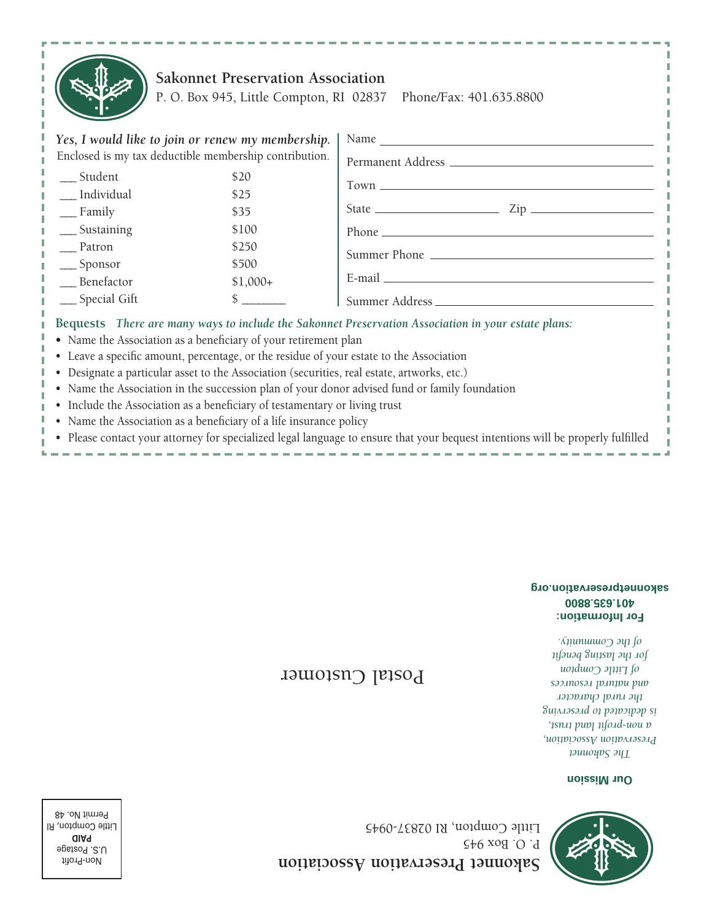## Sakonnet Preservation Association

P. O. Box 945, Little Compton, RI 02837 Phone/Fax: 401.635.8800

***Yes, I would like to join or renew my membership.***

Enclosed is my tax deductible membership contribution.

| | |
|---|---|
| ___ Student | $20 |
| ___ Individual | $25 |
| ___ Family | $35 |
| ___ Sustaining | $100 |
| ___ Patron | $250 |
| ___ Sponsor | $500 |
| ___ Benefactor | $1,000+ |
| ___ Special Gift | $ _______ |

Name ______________________________

Permanent Address ______________________________

Town ______________________________

State ______________ Zip ______________

Phone ______________________________

Summer Phone ______________________________

E-mail ______________________________

Summer Address ______________________________

**Bequests** *There are many ways to include the Sakonnet Preservation Association in your estate plans:*

- Name the Association as a beneficiary of your retirement plan
- Leave a specific amount, percentage, or the residue of your estate to the Association
- Designate a particular asset to the Association (securities, real estate, artworks, etc.)
- Name the Association in the succession plan of your donor advised fund or family foundation
- Include the Association as a beneficiary of testamentary or living trust
- Name the Association as a beneficiary of a life insurance policy
- Please contact your attorney for specialized legal language to ensure that your bequest intentions will be properly fulfilled

**Sakonnet Preservation Association**
P. O. Box 945
Little Compton, RI 02837-0945

Non-Profit
U.S. Postage
**PAID**
Little Compton, RI
Permit No. 48

Postal Customer

**Our Mission**

*The Sakonnet Preservation Association, a non-profit land trust, is dedicated to preserving the rural character and natural resources of Little Compton for the lasting benefit of the Community.*

**For Information:**
**401.635.8800**
**sakonnetpreservation.org**